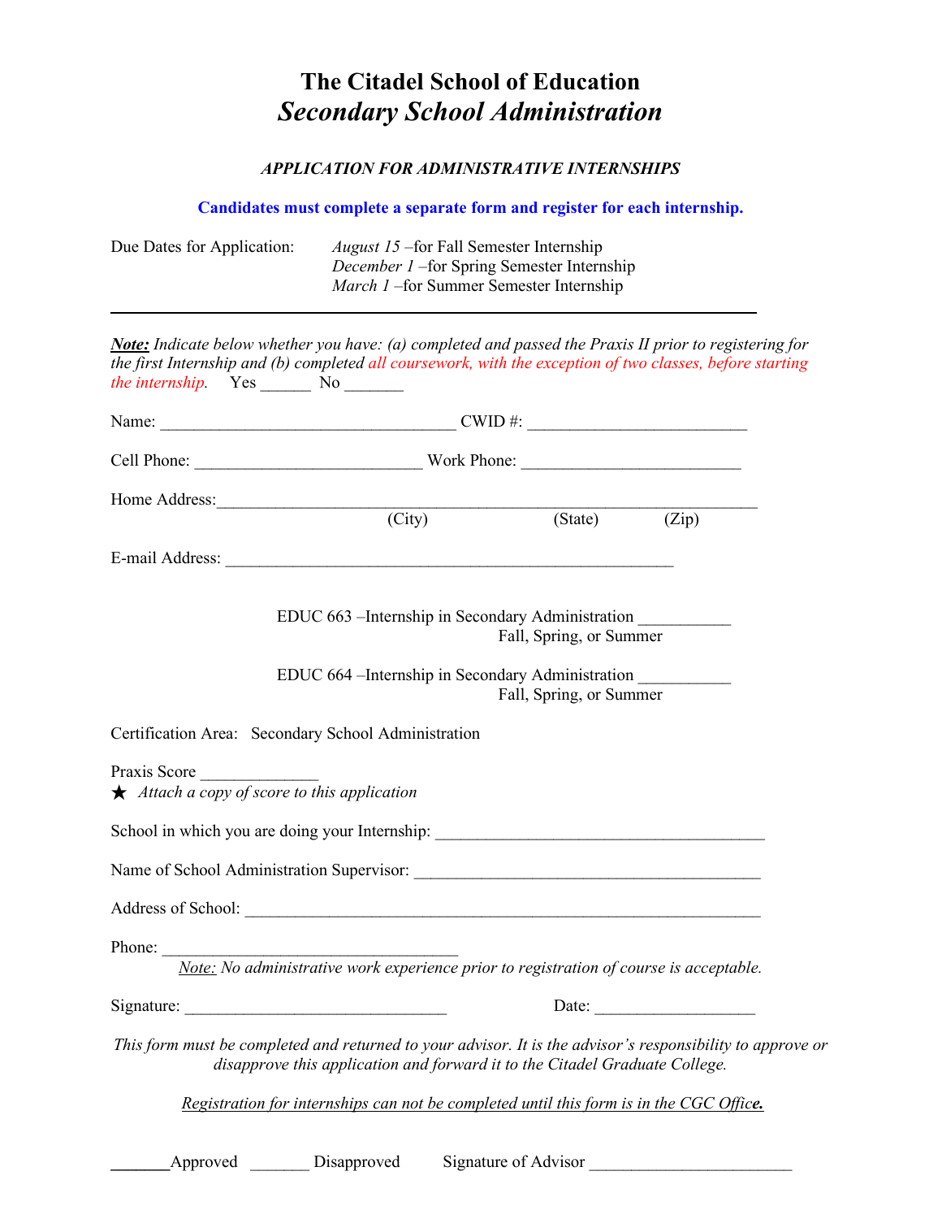# The Citadel School of Education
## *Secondary School Administration*

***APPLICATION FOR ADMINISTRATIVE INTERNSHIPS***

**Candidates must complete a separate form and register for each internship.**

Due Dates for Application:
*August 15* –for Fall Semester Internship
*December 1* –for Spring Semester Internship
*March 1* –for Summer Semester Internship

---

***Note:*** *Indicate below whether you have: (a) completed and passed the Praxis II prior to registering for the first Internship and (b) completed all coursework, with the exception of two classes, before starting the internship.* Yes ______ No _______

Name: ___________________________________ CWID #: _________________________

Cell Phone: __________________________ Work Phone: _________________________

Home Address:_______________________________________________________________
(City) (State) (Zip)

E-mail Address: ____________________________________________________

EDUC 663 –Internship in Secondary Administration __________
Fall, Spring, or Summer

EDUC 664 –Internship in Secondary Administration __________
Fall, Spring, or Summer

Certification Area: Secondary School Administration

Praxis Score _____________
★ *Attach a copy of score to this application*

School in which you are doing your Internship: ______________________________________

Name of School Administration Supervisor: ________________________________________

Address of School: ___________________________________________________________

Phone: __________________________________
*Note: No administrative work experience prior to registration of course is acceptable.*

Signature: ______________________________ Date: __________________

*This form must be completed and returned to your advisor. It is the advisor's responsibility to approve or disapprove this application and forward it to the Citadel Graduate College.*

*Registration for internships can not be completed until this form is in the CGC Office.*

_______Approved _______ Disapproved Signature of Advisor ______________________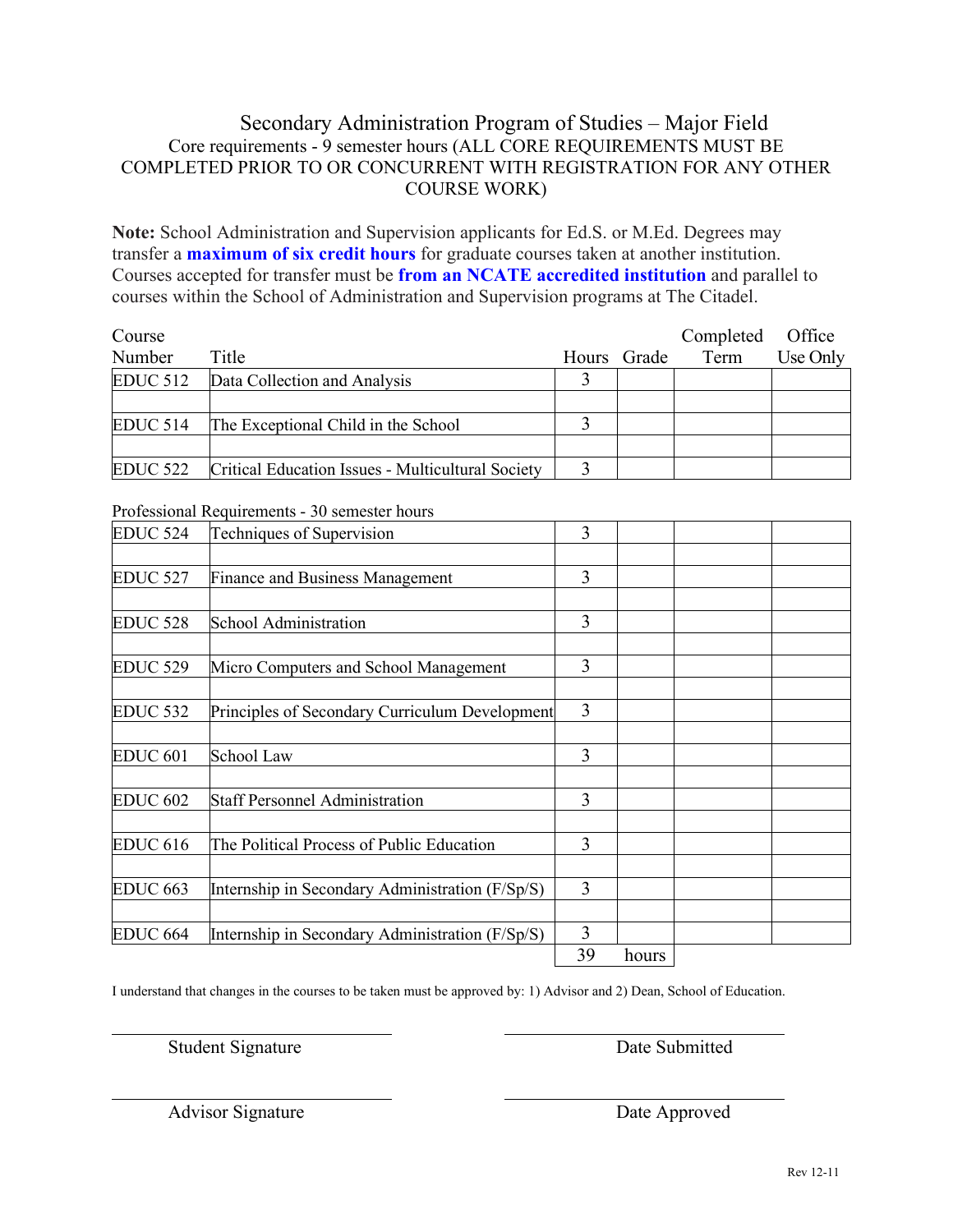# Secondary Administration Program of Studies – Major Field

Core requirements - 9 semester hours (ALL CORE REQUIREMENTS MUST BE COMPLETED PRIOR TO OR CONCURRENT WITH REGISTRATION FOR ANY OTHER COURSE WORK)

**Note:** School Administration and Supervision applicants for Ed.S. or M.Ed. Degrees may transfer a **maximum of six credit hours** for graduate courses taken at another institution. Courses accepted for transfer must be **from an NCATE accredited institution** and parallel to courses within the School of Administration and Supervision programs at The Citadel.

| Course Number | Title | Hours | Grade | Completed Term | Office Use Only |
|---|---|---|---|---|---|
| EDUC 512 | Data Collection and Analysis | 3 | | | |
| EDUC 514 | The Exceptional Child in the School | 3 | | | |
| EDUC 522 | Critical Education Issues - Multicultural Society | 3 | | | |

Professional Requirements - 30 semester hours

| Course Number | Title | Hours | Grade | Completed Term | Office Use Only |
|---|---|---|---|---|---|
| EDUC 524 | Techniques of Supervision | 3 | | | |
| EDUC 527 | Finance and Business Management | 3 | | | |
| EDUC 528 | School Administration | 3 | | | |
| EDUC 529 | Micro Computers and School Management | 3 | | | |
| EDUC 532 | Principles of Secondary Curriculum Development | 3 | | | |
| EDUC 601 | School Law | 3 | | | |
| EDUC 602 | Staff Personnel Administration | 3 | | | |
| EDUC 616 | The Political Process of Public Education | 3 | | | |
| EDUC 663 | Internship in Secondary Administration (F/Sp/S) | 3 | | | |
| EDUC 664 | Internship in Secondary Administration (F/Sp/S) | 3 | | | |
| | | 39 | hours | | |

I understand that changes in the courses to be taken must be approved by: 1) Advisor and 2) Dean, School of Education.

Student Signature ____________________ Date Submitted ____________________

Advisor Signature ____________________ Date Approved ____________________

Rev 12-11